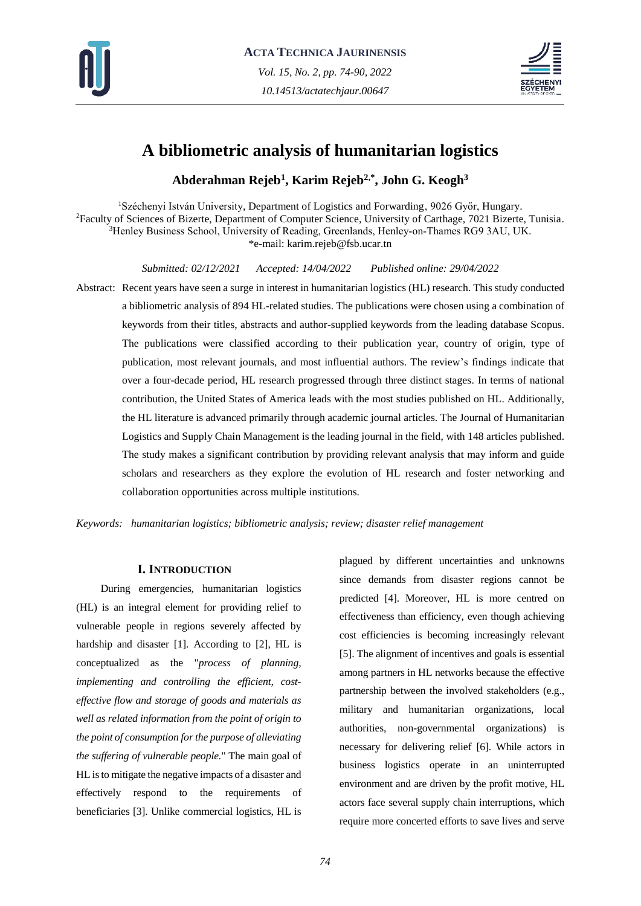# A bibliometric analysis of humanitarian logistics

**Abderahman Rejeb[1], Karim Rejeb[2,*], John G. Keogh[3]**

[1]Széchenyi István University, Department of Logistics and Forwarding, 9026 Győr, Hungary.
[2]Faculty of Sciences of Bizerte, Department of Computer Science, University of Carthage, 7021 Bizerte, Tunisia.
[3]Henley Business School, University of Reading, Greenlands, Henley-on-Thames RG9 3AU, UK.
*e-mail: karim.rejeb@fsb.ucar.tn

*Submitted: 02/12/2021 Accepted: 14/04/2022 Published online: 29/04/2022*

Abstract: Recent years have seen a surge in interest in humanitarian logistics (HL) research. This study conducted a bibliometric analysis of 894 HL-related studies. The publications were chosen using a combination of keywords from their titles, abstracts and author-supplied keywords from the leading database Scopus. The publications were classified according to their publication year, country of origin, type of publication, most relevant journals, and most influential authors. The review's findings indicate that over a four-decade period, HL research progressed through three distinct stages. In terms of national contribution, the United States of America leads with the most studies published on HL. Additionally, the HL literature is advanced primarily through academic journal articles. The Journal of Humanitarian Logistics and Supply Chain Management is the leading journal in the field, with 148 articles published. The study makes a significant contribution by providing relevant analysis that may inform and guide scholars and researchers as they explore the evolution of HL research and foster networking and collaboration opportunities across multiple institutions.

*Keywords: humanitarian logistics; bibliometric analysis; review; disaster relief management*

## I. Introduction

During emergencies, humanitarian logistics (HL) is an integral element for providing relief to vulnerable people in regions severely affected by hardship and disaster [1]. According to [2], HL is conceptualized as the "*process of planning, implementing and controlling the efficient, cost-effective flow and storage of goods and materials as well as related information from the point of origin to the point of consumption for the purpose of alleviating the suffering of vulnerable people.*" The main goal of HL is to mitigate the negative impacts of a disaster and effectively respond to the requirements of beneficiaries [3]. Unlike commercial logistics, HL is plagued by different uncertainties and unknowns since demands from disaster regions cannot be predicted [4]. Moreover, HL is more centred on effectiveness than efficiency, even though achieving cost efficiencies is becoming increasingly relevant [5]. The alignment of incentives and goals is essential among partners in HL networks because the effective partnership between the involved stakeholders (e.g., military and humanitarian organizations, local authorities, non-governmental organizations) is necessary for delivering relief [6]. While actors in business logistics operate in an uninterrupted environment and are driven by the profit motive, HL actors face several supply chain interruptions, which require more concerted efforts to save lives and serve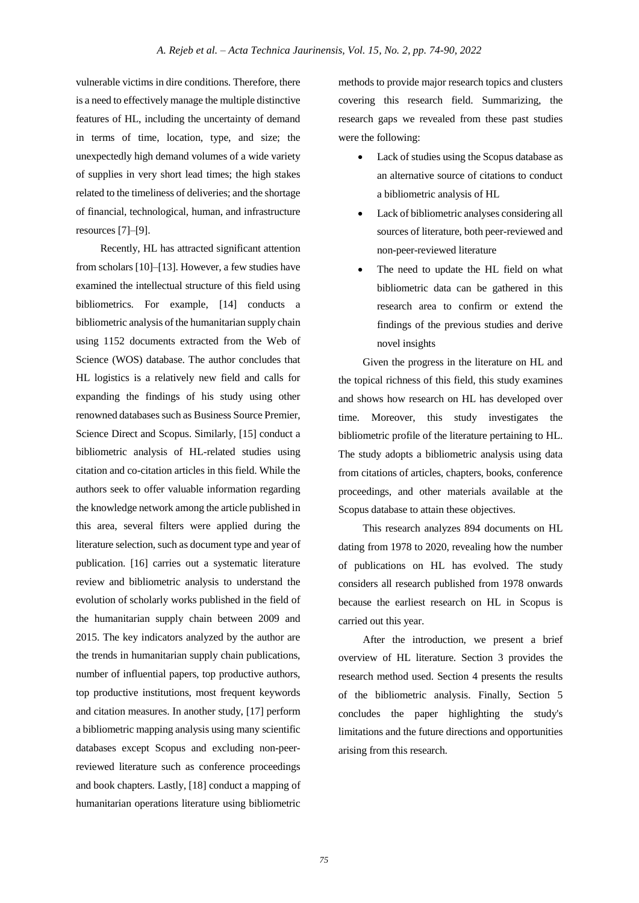vulnerable victims in dire conditions. Therefore, there is a need to effectively manage the multiple distinctive features of HL, including the uncertainty of demand in terms of time, location, type, and size; the unexpectedly high demand volumes of a wide variety of supplies in very short lead times; the high stakes related to the timeliness of deliveries; and the shortage of financial, technological, human, and infrastructure resources [7]–[9].

Recently, HL has attracted significant attention from scholars [10]–[13]. However, a few studies have examined the intellectual structure of this field using bibliometrics. For example, [14] conducts a bibliometric analysis of the humanitarian supply chain using 1152 documents extracted from the Web of Science (WOS) database. The author concludes that HL logistics is a relatively new field and calls for expanding the findings of his study using other renowned databases such as Business Source Premier, Science Direct and Scopus. Similarly, [15] conduct a bibliometric analysis of HL-related studies using citation and co-citation articles in this field. While the authors seek to offer valuable information regarding the knowledge network among the article published in this area, several filters were applied during the literature selection, such as document type and year of publication. [16] carries out a systematic literature review and bibliometric analysis to understand the evolution of scholarly works published in the field of the humanitarian supply chain between 2009 and 2015. The key indicators analyzed by the author are the trends in humanitarian supply chain publications, number of influential papers, top productive authors, top productive institutions, most frequent keywords and citation measures. In another study, [17] perform a bibliometric mapping analysis using many scientific databases except Scopus and excluding non-peer-reviewed literature such as conference proceedings and book chapters. Lastly, [18] conduct a mapping of humanitarian operations literature using bibliometric methods to provide major research topics and clusters covering this research field. Summarizing, the research gaps we revealed from these past studies were the following:

- Lack of studies using the Scopus database as an alternative source of citations to conduct a bibliometric analysis of HL
- Lack of bibliometric analyses considering all sources of literature, both peer-reviewed and non-peer-reviewed literature
- The need to update the HL field on what bibliometric data can be gathered in this research area to confirm or extend the findings of the previous studies and derive novel insights

Given the progress in the literature on HL and the topical richness of this field, this study examines and shows how research on HL has developed over time. Moreover, this study investigates the bibliometric profile of the literature pertaining to HL. The study adopts a bibliometric analysis using data from citations of articles, chapters, books, conference proceedings, and other materials available at the Scopus database to attain these objectives.

This research analyzes 894 documents on HL dating from 1978 to 2020, revealing how the number of publications on HL has evolved. The study considers all research published from 1978 onwards because the earliest research on HL in Scopus is carried out this year.

After the introduction, we present a brief overview of HL literature. Section 3 provides the research method used. Section 4 presents the results of the bibliometric analysis. Finally, Section 5 concludes the paper highlighting the study's limitations and the future directions and opportunities arising from this research.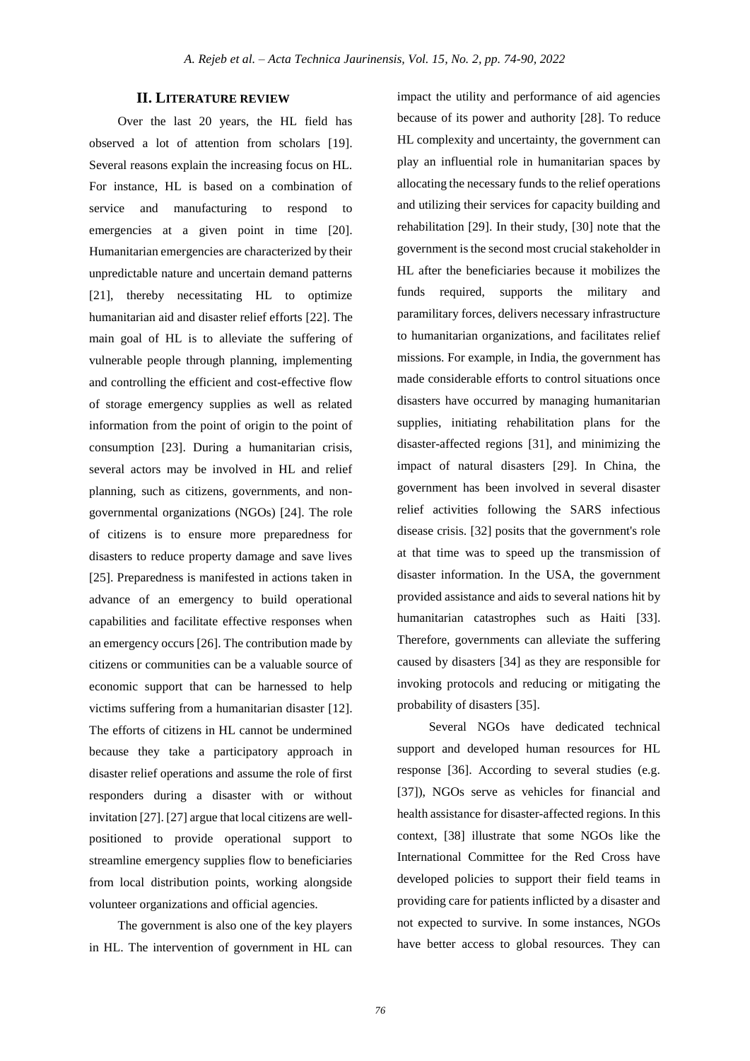## II. LITERATURE REVIEW

Over the last 20 years, the HL field has observed a lot of attention from scholars [19]. Several reasons explain the increasing focus on HL. For instance, HL is based on a combination of service and manufacturing to respond to emergencies at a given point in time [20]. Humanitarian emergencies are characterized by their unpredictable nature and uncertain demand patterns [21], thereby necessitating HL to optimize humanitarian aid and disaster relief efforts [22]. The main goal of HL is to alleviate the suffering of vulnerable people through planning, implementing and controlling the efficient and cost-effective flow of storage emergency supplies as well as related information from the point of origin to the point of consumption [23]. During a humanitarian crisis, several actors may be involved in HL and relief planning, such as citizens, governments, and non-governmental organizations (NGOs) [24]. The role of citizens is to ensure more preparedness for disasters to reduce property damage and save lives [25]. Preparedness is manifested in actions taken in advance of an emergency to build operational capabilities and facilitate effective responses when an emergency occurs [26]. The contribution made by citizens or communities can be a valuable source of economic support that can be harnessed to help victims suffering from a humanitarian disaster [12]. The efforts of citizens in HL cannot be undermined because they take a participatory approach in disaster relief operations and assume the role of first responders during a disaster with or without invitation [27]. [27] argue that local citizens are well-positioned to provide operational support to streamline emergency supplies flow to beneficiaries from local distribution points, working alongside volunteer organizations and official agencies.

The government is also one of the key players in HL. The intervention of government in HL can impact the utility and performance of aid agencies because of its power and authority [28]. To reduce HL complexity and uncertainty, the government can play an influential role in humanitarian spaces by allocating the necessary funds to the relief operations and utilizing their services for capacity building and rehabilitation [29]. In their study, [30] note that the government is the second most crucial stakeholder in HL after the beneficiaries because it mobilizes the funds required, supports the military and paramilitary forces, delivers necessary infrastructure to humanitarian organizations, and facilitates relief missions. For example, in India, the government has made considerable efforts to control situations once disasters have occurred by managing humanitarian supplies, initiating rehabilitation plans for the disaster-affected regions [31], and minimizing the impact of natural disasters [29]. In China, the government has been involved in several disaster relief activities following the SARS infectious disease crisis. [32] posits that the government's role at that time was to speed up the transmission of disaster information. In the USA, the government provided assistance and aids to several nations hit by humanitarian catastrophes such as Haiti [33]. Therefore, governments can alleviate the suffering caused by disasters [34] as they are responsible for invoking protocols and reducing or mitigating the probability of disasters [35].

Several NGOs have dedicated technical support and developed human resources for HL response [36]. According to several studies (e.g. [37]), NGOs serve as vehicles for financial and health assistance for disaster-affected regions. In this context, [38] illustrate that some NGOs like the International Committee for the Red Cross have developed policies to support their field teams in providing care for patients inflicted by a disaster and not expected to survive. In some instances, NGOs have better access to global resources. They can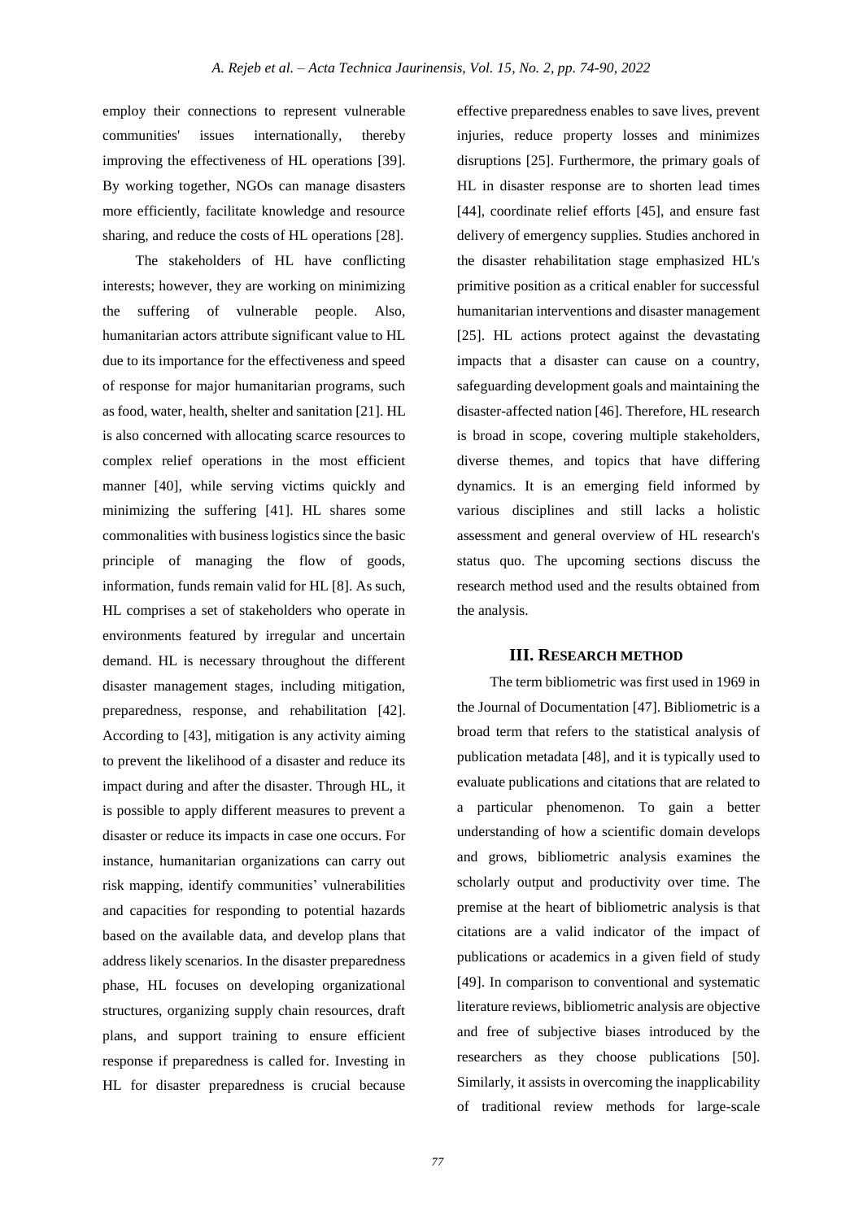employ their connections to represent vulnerable communities' issues internationally, thereby improving the effectiveness of HL operations [39]. By working together, NGOs can manage disasters more efficiently, facilitate knowledge and resource sharing, and reduce the costs of HL operations [28].

The stakeholders of HL have conflicting interests; however, they are working on minimizing the suffering of vulnerable people. Also, humanitarian actors attribute significant value to HL due to its importance for the effectiveness and speed of response for major humanitarian programs, such as food, water, health, shelter and sanitation [21]. HL is also concerned with allocating scarce resources to complex relief operations in the most efficient manner [40], while serving victims quickly and minimizing the suffering [41]. HL shares some commonalities with business logistics since the basic principle of managing the flow of goods, information, funds remain valid for HL [8]. As such, HL comprises a set of stakeholders who operate in environments featured by irregular and uncertain demand. HL is necessary throughout the different disaster management stages, including mitigation, preparedness, response, and rehabilitation [42]. According to [43], mitigation is any activity aiming to prevent the likelihood of a disaster and reduce its impact during and after the disaster. Through HL, it is possible to apply different measures to prevent a disaster or reduce its impacts in case one occurs. For instance, humanitarian organizations can carry out risk mapping, identify communities' vulnerabilities and capacities for responding to potential hazards based on the available data, and develop plans that address likely scenarios. In the disaster preparedness phase, HL focuses on developing organizational structures, organizing supply chain resources, draft plans, and support training to ensure efficient response if preparedness is called for. Investing in HL for disaster preparedness is crucial because effective preparedness enables to save lives, prevent injuries, reduce property losses and minimizes disruptions [25]. Furthermore, the primary goals of HL in disaster response are to shorten lead times [44], coordinate relief efforts [45], and ensure fast delivery of emergency supplies. Studies anchored in the disaster rehabilitation stage emphasized HL's primitive position as a critical enabler for successful humanitarian interventions and disaster management [25]. HL actions protect against the devastating impacts that a disaster can cause on a country, safeguarding development goals and maintaining the disaster-affected nation [46]. Therefore, HL research is broad in scope, covering multiple stakeholders, diverse themes, and topics that have differing dynamics. It is an emerging field informed by various disciplines and still lacks a holistic assessment and general overview of HL research's status quo. The upcoming sections discuss the research method used and the results obtained from the analysis.

## III. Research method

The term bibliometric was first used in 1969 in the Journal of Documentation [47]. Bibliometric is a broad term that refers to the statistical analysis of publication metadata [48], and it is typically used to evaluate publications and citations that are related to a particular phenomenon. To gain a better understanding of how a scientific domain develops and grows, bibliometric analysis examines the scholarly output and productivity over time. The premise at the heart of bibliometric analysis is that citations are a valid indicator of the impact of publications or academics in a given field of study [49]. In comparison to conventional and systematic literature reviews, bibliometric analysis are objective and free of subjective biases introduced by the researchers as they choose publications [50]. Similarly, it assists in overcoming the inapplicability of traditional review methods for large-scale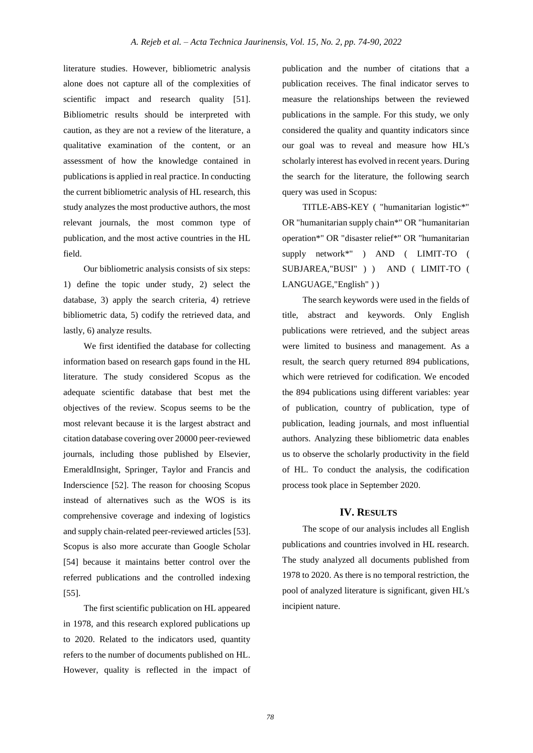literature studies. However, bibliometric analysis alone does not capture all of the complexities of scientific impact and research quality [51]. Bibliometric results should be interpreted with caution, as they are not a review of the literature, a qualitative examination of the content, or an assessment of how the knowledge contained in publications is applied in real practice. In conducting the current bibliometric analysis of HL research, this study analyzes the most productive authors, the most relevant journals, the most common type of publication, and the most active countries in the HL field.

Our bibliometric analysis consists of six steps: 1) define the topic under study, 2) select the database, 3) apply the search criteria, 4) retrieve bibliometric data, 5) codify the retrieved data, and lastly, 6) analyze results.

We first identified the database for collecting information based on research gaps found in the HL literature. The study considered Scopus as the adequate scientific database that best met the objectives of the review. Scopus seems to be the most relevant because it is the largest abstract and citation database covering over 20000 peer-reviewed journals, including those published by Elsevier, EmeraldInsight, Springer, Taylor and Francis and Inderscience [52]. The reason for choosing Scopus instead of alternatives such as the WOS is its comprehensive coverage and indexing of logistics and supply chain-related peer-reviewed articles [53]. Scopus is also more accurate than Google Scholar [54] because it maintains better control over the referred publications and the controlled indexing [55].

The first scientific publication on HL appeared in 1978, and this research explored publications up to 2020. Related to the indicators used, quantity refers to the number of documents published on HL. However, quality is reflected in the impact of publication and the number of citations that a publication receives. The final indicator serves to measure the relationships between the reviewed publications in the sample. For this study, we only considered the quality and quantity indicators since our goal was to reveal and measure how HL's scholarly interest has evolved in recent years. During the search for the literature, the following search query was used in Scopus:

TITLE-ABS-KEY ( "humanitarian logistic*" OR "humanitarian supply chain*" OR "humanitarian operation*" OR "disaster relief*" OR "humanitarian supply network*" ) AND ( LIMIT-TO ( SUBJAREA,"BUSI" ) ) AND ( LIMIT-TO ( LANGUAGE,"English" ) )

The search keywords were used in the fields of title, abstract and keywords. Only English publications were retrieved, and the subject areas were limited to business and management. As a result, the search query returned 894 publications, which were retrieved for codification. We encoded the 894 publications using different variables: year of publication, country of publication, type of publication, leading journals, and most influential authors. Analyzing these bibliometric data enables us to observe the scholarly productivity in the field of HL. To conduct the analysis, the codification process took place in September 2020.

## IV. Results

The scope of our analysis includes all English publications and countries involved in HL research. The study analyzed all documents published from 1978 to 2020. As there is no temporal restriction, the pool of analyzed literature is significant, given HL's incipient nature.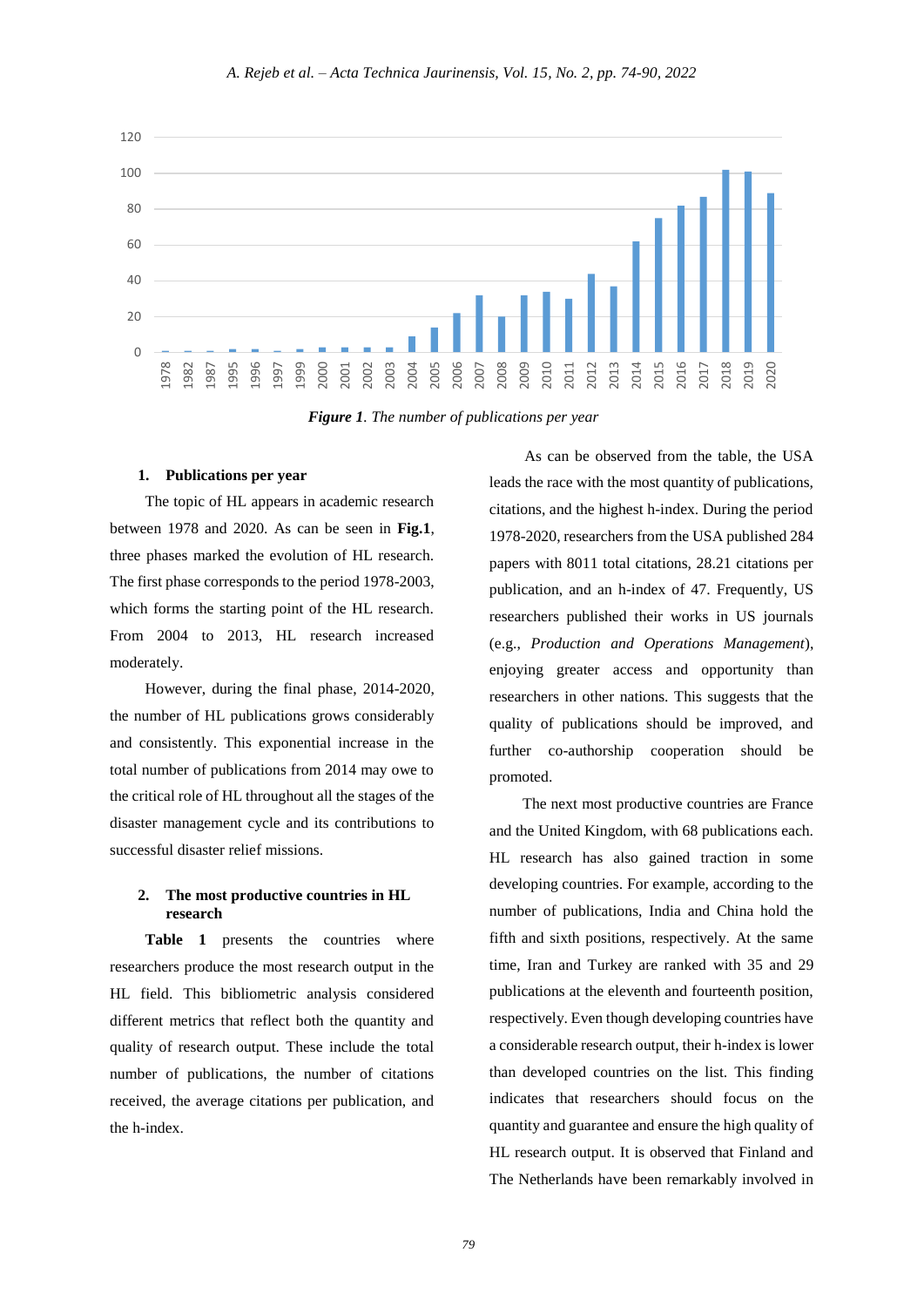*Figure 1. The number of publications per year*

### 1. Publications per year

The topic of HL appears in academic research between 1978 and 2020. As can be seen in **Fig.1**, three phases marked the evolution of HL research. The first phase corresponds to the period 1978-2003, which forms the starting point of the HL research. From 2004 to 2013, HL research increased moderately.

However, during the final phase, 2014-2020, the number of HL publications grows considerably and consistently. This exponential increase in the total number of publications from 2014 may owe to the critical role of HL throughout all the stages of the disaster management cycle and its contributions to successful disaster relief missions.

### 2. The most productive countries in HL research

**Table 1** presents the countries where researchers produce the most research output in the HL field. This bibliometric analysis considered different metrics that reflect both the quantity and quality of research output. These include the total number of publications, the number of citations received, the average citations per publication, and the h-index.

As can be observed from the table, the USA leads the race with the most quantity of publications, citations, and the highest h-index. During the period 1978-2020, researchers from the USA published 284 papers with 8011 total citations, 28.21 citations per publication, and an h-index of 47. Frequently, US researchers published their works in US journals (e.g., *Production and Operations Management*), enjoying greater access and opportunity than researchers in other nations. This suggests that the quality of publications should be improved, and further co-authorship cooperation should be promoted.

The next most productive countries are France and the United Kingdom, with 68 publications each. HL research has also gained traction in some developing countries. For example, according to the number of publications, India and China hold the fifth and sixth positions, respectively. At the same time, Iran and Turkey are ranked with 35 and 29 publications at the eleventh and fourteenth position, respectively. Even though developing countries have a considerable research output, their h-index is lower than developed countries on the list. This finding indicates that researchers should focus on the quantity and guarantee and ensure the high quality of HL research output. It is observed that Finland and The Netherlands have been remarkably involved in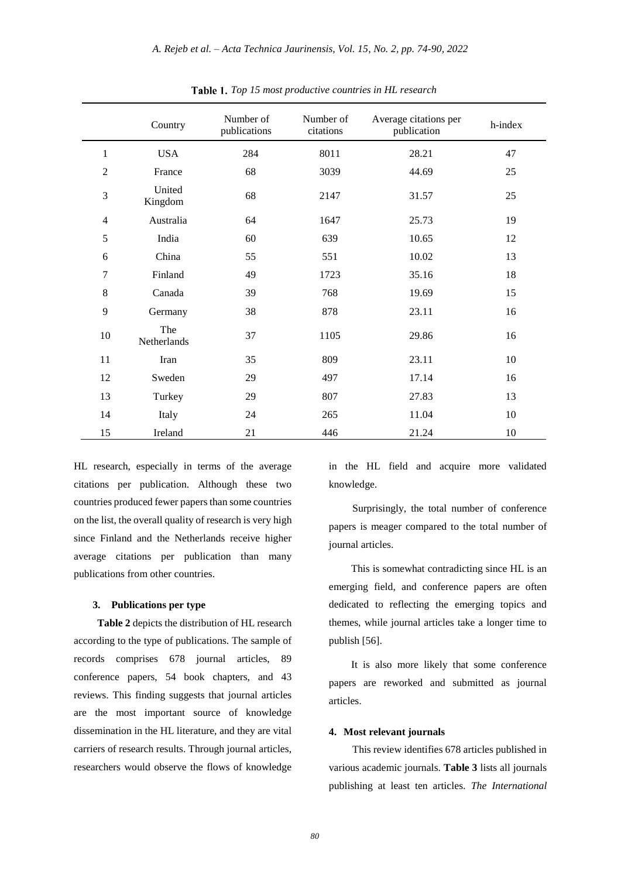**Table 1.** *Top 15 most productive countries in HL research*

| | Country | Number of publications | Number of citations | Average citations per publication | h-index |
|---|---|---|---|---|---|
| 1 | USA | 284 | 8011 | 28.21 | 47 |
| 2 | France | 68 | 3039 | 44.69 | 25 |
| 3 | United Kingdom | 68 | 2147 | 31.57 | 25 |
| 4 | Australia | 64 | 1647 | 25.73 | 19 |
| 5 | India | 60 | 639 | 10.65 | 12 |
| 6 | China | 55 | 551 | 10.02 | 13 |
| 7 | Finland | 49 | 1723 | 35.16 | 18 |
| 8 | Canada | 39 | 768 | 19.69 | 15 |
| 9 | Germany | 38 | 878 | 23.11 | 16 |
| 10 | The Netherlands | 37 | 1105 | 29.86 | 16 |
| 11 | Iran | 35 | 809 | 23.11 | 10 |
| 12 | Sweden | 29 | 497 | 17.14 | 16 |
| 13 | Turkey | 29 | 807 | 27.83 | 13 |
| 14 | Italy | 24 | 265 | 11.04 | 10 |
| 15 | Ireland | 21 | 446 | 21.24 | 10 |

HL research, especially in terms of the average citations per publication. Although these two countries produced fewer papers than some countries on the list, the overall quality of research is very high since Finland and the Netherlands receive higher average citations per publication than many publications from other countries.

### 3. Publications per type

**Table 2** depicts the distribution of HL research according to the type of publications. The sample of records comprises 678 journal articles, 89 conference papers, 54 book chapters, and 43 reviews. This finding suggests that journal articles are the most important source of knowledge dissemination in the HL literature, and they are vital carriers of research results. Through journal articles, researchers would observe the flows of knowledge in the HL field and acquire more validated knowledge.

Surprisingly, the total number of conference papers is meager compared to the total number of journal articles.

This is somewhat contradicting since HL is an emerging field, and conference papers are often dedicated to reflecting the emerging topics and themes, while journal articles take a longer time to publish [56].

It is also more likely that some conference papers are reworked and submitted as journal articles.

### 4. Most relevant journals

This review identifies 678 articles published in various academic journals. **Table 3** lists all journals publishing at least ten articles. *The International*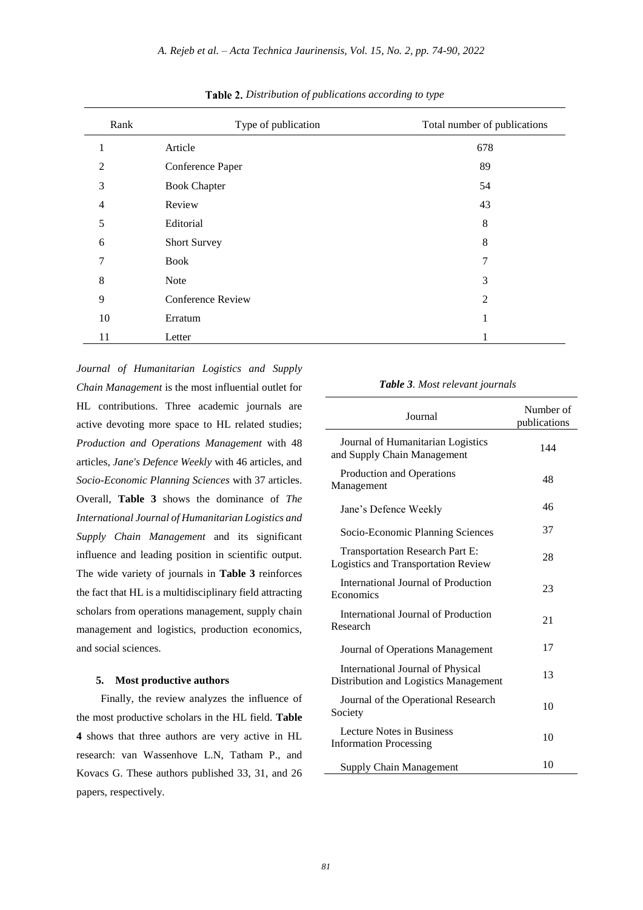**Table 2.** *Distribution of publications according to type*

| Rank | Type of publication | Total number of publications |
|---|---|---|
| 1 | Article | 678 |
| 2 | Conference Paper | 89 |
| 3 | Book Chapter | 54 |
| 4 | Review | 43 |
| 5 | Editorial | 8 |
| 6 | Short Survey | 8 |
| 7 | Book | 7 |
| 8 | Note | 3 |
| 9 | Conference Review | 2 |
| 10 | Erratum | 1 |
| 11 | Letter | 1 |

*Journal of Humanitarian Logistics and Supply Chain Management* is the most influential outlet for HL contributions. Three academic journals are active devoting more space to HL related studies; *Production and Operations Management* with 48 articles, *Jane's Defence Weekly* with 46 articles, and *Socio-Economic Planning Sciences* with 37 articles. Overall, **Table 3** shows the dominance of *The International Journal of Humanitarian Logistics and Supply Chain Management* and its significant influence and leading position in scientific output. The wide variety of journals in **Table 3** reinforces the fact that HL is a multidisciplinary field attracting scholars from operations management, supply chain management and logistics, production economics, and social sciences.

***Table 3**. Most relevant journals*

| Journal | Number of publications |
|---|---|
| Journal of Humanitarian Logistics and Supply Chain Management | 144 |
| Production and Operations Management | 48 |
| Jane's Defence Weekly | 46 |
| Socio-Economic Planning Sciences | 37 |
| Transportation Research Part E: Logistics and Transportation Review | 28 |
| International Journal of Production Economics | 23 |
| International Journal of Production Research | 21 |
| Journal of Operations Management | 17 |
| International Journal of Physical Distribution and Logistics Management | 13 |
| Journal of the Operational Research Society | 10 |
| Lecture Notes in Business Information Processing | 10 |
| Supply Chain Management | 10 |

## 5. Most productive authors

Finally, the review analyzes the influence of the most productive scholars in the HL field. **Table 4** shows that three authors are very active in HL research: van Wassenhove L.N, Tatham P., and Kovacs G. These authors published 33, 31, and 26 papers, respectively.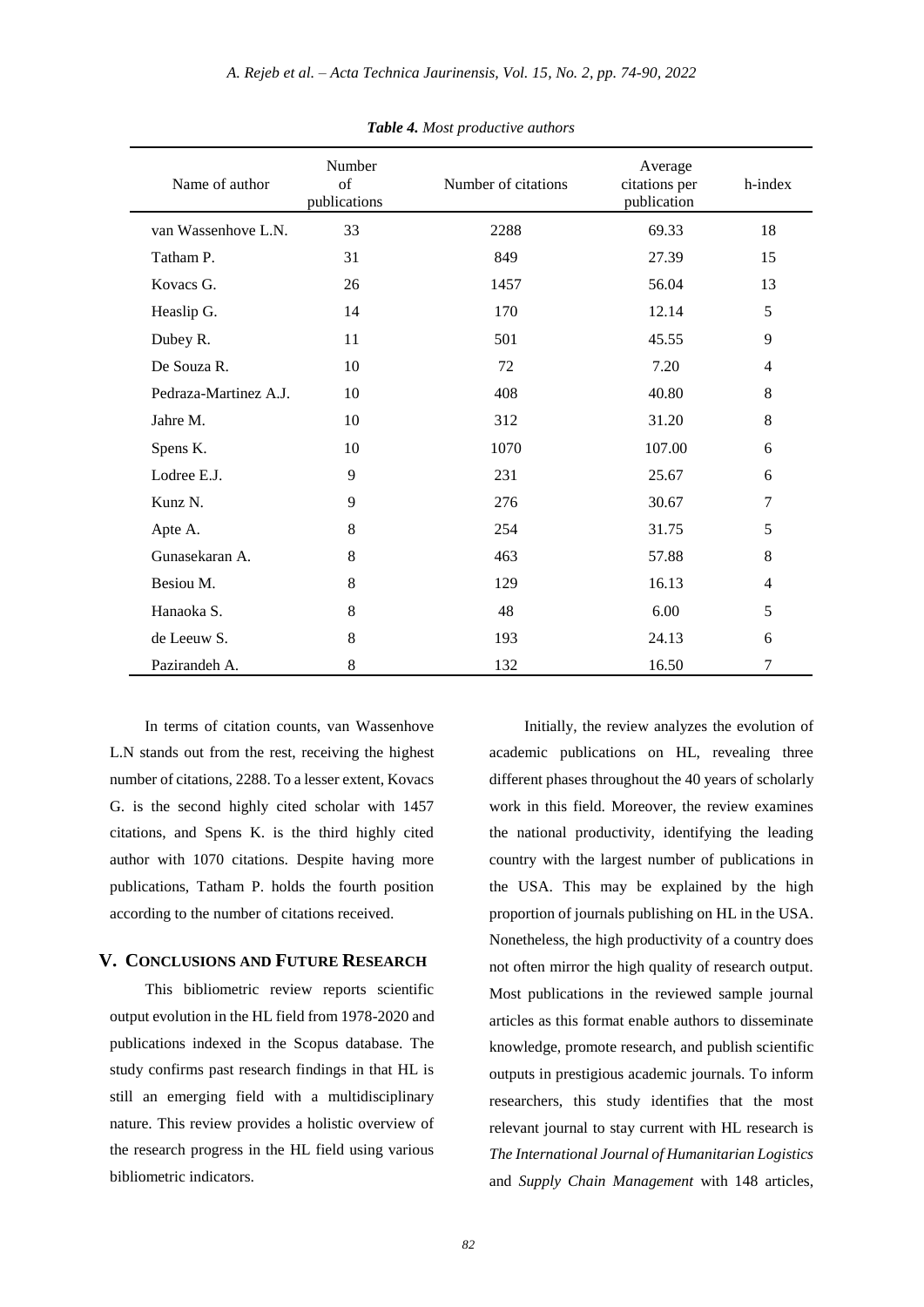*Table 4. Most productive authors*

| Name of author | Number of publications | Number of citations | Average citations per publication | h-index |
|---|---|---|---|---|
| van Wassenhove L.N. | 33 | 2288 | 69.33 | 18 |
| Tatham P. | 31 | 849 | 27.39 | 15 |
| Kovacs G. | 26 | 1457 | 56.04 | 13 |
| Heaslip G. | 14 | 170 | 12.14 | 5 |
| Dubey R. | 11 | 501 | 45.55 | 9 |
| De Souza R. | 10 | 72 | 7.20 | 4 |
| Pedraza-Martinez A.J. | 10 | 408 | 40.80 | 8 |
| Jahre M. | 10 | 312 | 31.20 | 8 |
| Spens K. | 10 | 1070 | 107.00 | 6 |
| Lodree E.J. | 9 | 231 | 25.67 | 6 |
| Kunz N. | 9 | 276 | 30.67 | 7 |
| Apte A. | 8 | 254 | 31.75 | 5 |
| Gunasekaran A. | 8 | 463 | 57.88 | 8 |
| Besiou M. | 8 | 129 | 16.13 | 4 |
| Hanaoka S. | 8 | 48 | 6.00 | 5 |
| de Leeuw S. | 8 | 193 | 24.13 | 6 |
| Pazirandeh A. | 8 | 132 | 16.50 | 7 |

In terms of citation counts, van Wassenhove L.N stands out from the rest, receiving the highest number of citations, 2288. To a lesser extent, Kovacs G. is the second highly cited scholar with 1457 citations, and Spens K. is the third highly cited author with 1070 citations. Despite having more publications, Tatham P. holds the fourth position according to the number of citations received.

## V. Conclusions and Future Research

This bibliometric review reports scientific output evolution in the HL field from 1978-2020 and publications indexed in the Scopus database. The study confirms past research findings in that HL is still an emerging field with a multidisciplinary nature. This review provides a holistic overview of the research progress in the HL field using various bibliometric indicators.

Initially, the review analyzes the evolution of academic publications on HL, revealing three different phases throughout the 40 years of scholarly work in this field. Moreover, the review examines the national productivity, identifying the leading country with the largest number of publications in the USA. This may be explained by the high proportion of journals publishing on HL in the USA. Nonetheless, the high productivity of a country does not often mirror the high quality of research output. Most publications in the reviewed sample journal articles as this format enable authors to disseminate knowledge, promote research, and publish scientific outputs in prestigious academic journals. To inform researchers, this study identifies that the most relevant journal to stay current with HL research is *The International Journal of Humanitarian Logistics* and *Supply Chain Management* with 148 articles,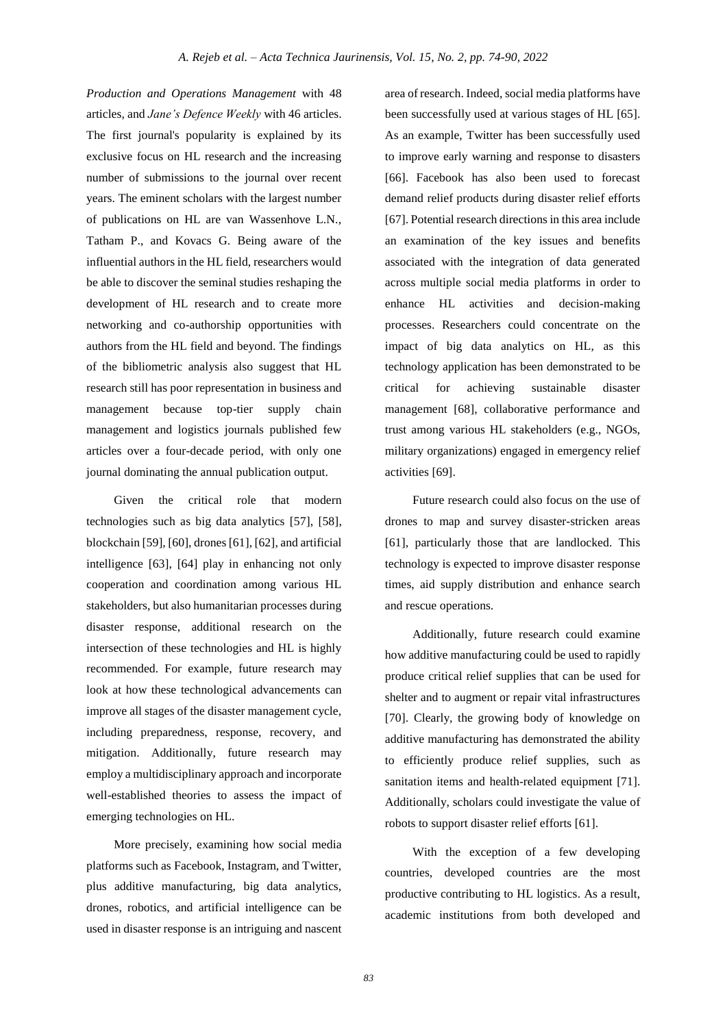*Production and Operations Management* with 48 articles, and *Jane's Defence Weekly* with 46 articles. The first journal's popularity is explained by its exclusive focus on HL research and the increasing number of submissions to the journal over recent years. The eminent scholars with the largest number of publications on HL are van Wassenhove L.N., Tatham P., and Kovacs G. Being aware of the influential authors in the HL field, researchers would be able to discover the seminal studies reshaping the development of HL research and to create more networking and co-authorship opportunities with authors from the HL field and beyond. The findings of the bibliometric analysis also suggest that HL research still has poor representation in business and management because top-tier supply chain management and logistics journals published few articles over a four-decade period, with only one journal dominating the annual publication output.

Given the critical role that modern technologies such as big data analytics [57], [58], blockchain [59], [60], drones [61], [62], and artificial intelligence [63], [64] play in enhancing not only cooperation and coordination among various HL stakeholders, but also humanitarian processes during disaster response, additional research on the intersection of these technologies and HL is highly recommended. For example, future research may look at how these technological advancements can improve all stages of the disaster management cycle, including preparedness, response, recovery, and mitigation. Additionally, future research may employ a multidisciplinary approach and incorporate well-established theories to assess the impact of emerging technologies on HL.

More precisely, examining how social media platforms such as Facebook, Instagram, and Twitter, plus additive manufacturing, big data analytics, drones, robotics, and artificial intelligence can be used in disaster response is an intriguing and nascent area of research. Indeed, social media platforms have been successfully used at various stages of HL [65]. As an example, Twitter has been successfully used to improve early warning and response to disasters [66]. Facebook has also been used to forecast demand relief products during disaster relief efforts [67]. Potential research directions in this area include an examination of the key issues and benefits associated with the integration of data generated across multiple social media platforms in order to enhance HL activities and decision-making processes. Researchers could concentrate on the impact of big data analytics on HL, as this technology application has been demonstrated to be critical for achieving sustainable disaster management [68], collaborative performance and trust among various HL stakeholders (e.g., NGOs, military organizations) engaged in emergency relief activities [69].

Future research could also focus on the use of drones to map and survey disaster-stricken areas [61], particularly those that are landlocked. This technology is expected to improve disaster response times, aid supply distribution and enhance search and rescue operations.

Additionally, future research could examine how additive manufacturing could be used to rapidly produce critical relief supplies that can be used for shelter and to augment or repair vital infrastructures [70]. Clearly, the growing body of knowledge on additive manufacturing has demonstrated the ability to efficiently produce relief supplies, such as sanitation items and health-related equipment [71]. Additionally, scholars could investigate the value of robots to support disaster relief efforts [61].

With the exception of a few developing countries, developed countries are the most productive contributing to HL logistics. As a result, academic institutions from both developed and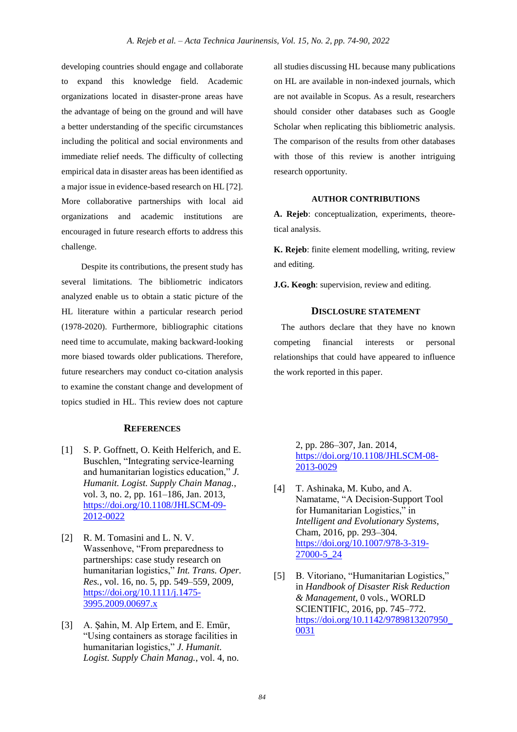developing countries should engage and collaborate to expand this knowledge field. Academic organizations located in disaster-prone areas have the advantage of being on the ground and will have a better understanding of the specific circumstances including the political and social environments and immediate relief needs. The difficulty of collecting empirical data in disaster areas has been identified as a major issue in evidence-based research on HL [72]. More collaborative partnerships with local aid organizations and academic institutions are encouraged in future research efforts to address this challenge.

Despite its contributions, the present study has several limitations. The bibliometric indicators analyzed enable us to obtain a static picture of the HL literature within a particular research period (1978-2020). Furthermore, bibliographic citations need time to accumulate, making backward-looking more biased towards older publications. Therefore, future researchers may conduct co-citation analysis to examine the constant change and development of topics studied in HL. This review does not capture all studies discussing HL because many publications on HL are available in non-indexed journals, which are not available in Scopus. As a result, researchers should consider other databases such as Google Scholar when replicating this bibliometric analysis. The comparison of the results from other databases with those of this review is another intriguing research opportunity.

## AUTHOR CONTRIBUTIONS

**A. Rejeb**: conceptualization, experiments, theoretical analysis.

**K. Rejeb**: finite element modelling, writing, review and editing.

**J.G. Keogh**: supervision, review and editing.

## DISCLOSURE STATEMENT

The authors declare that they have no known competing financial interests or personal relationships that could have appeared to influence the work reported in this paper.

## REFERENCES

[1] S. P. Goffnett, O. Keith Helferich, and E. Buschlen, "Integrating service-learning and humanitarian logistics education," *J. Humanit. Logist. Supply Chain Manag.*, vol. 3, no. 2, pp. 161–186, Jan. 2013, https://doi.org/10.1108/JHLSCM-09-2012-0022

[2] R. M. Tomasini and L. N. V. Wassenhove, "From preparedness to partnerships: case study research on humanitarian logistics," *Int. Trans. Oper. Res.*, vol. 16, no. 5, pp. 549–559, 2009, https://doi.org/10.1111/j.1475-3995.2009.00697.x

[3] A. Şahin, M. Alp Ertem, and E. Emür, "Using containers as storage facilities in humanitarian logistics," *J. Humanit. Logist. Supply Chain Manag.*, vol. 4, no. 2, pp. 286–307, Jan. 2014, https://doi.org/10.1108/JHLSCM-08-2013-0029

[4] T. Ashinaka, M. Kubo, and A. Namatame, "A Decision-Support Tool for Humanitarian Logistics," in *Intelligent and Evolutionary Systems*, Cham, 2016, pp. 293–304. https://doi.org/10.1007/978-3-319-27000-5_24

[5] B. Vitoriano, "Humanitarian Logistics," in *Handbook of Disaster Risk Reduction & Management*, 0 vols., WORLD SCIENTIFIC, 2016, pp. 745–772. https://doi.org/10.1142/9789813207950_0031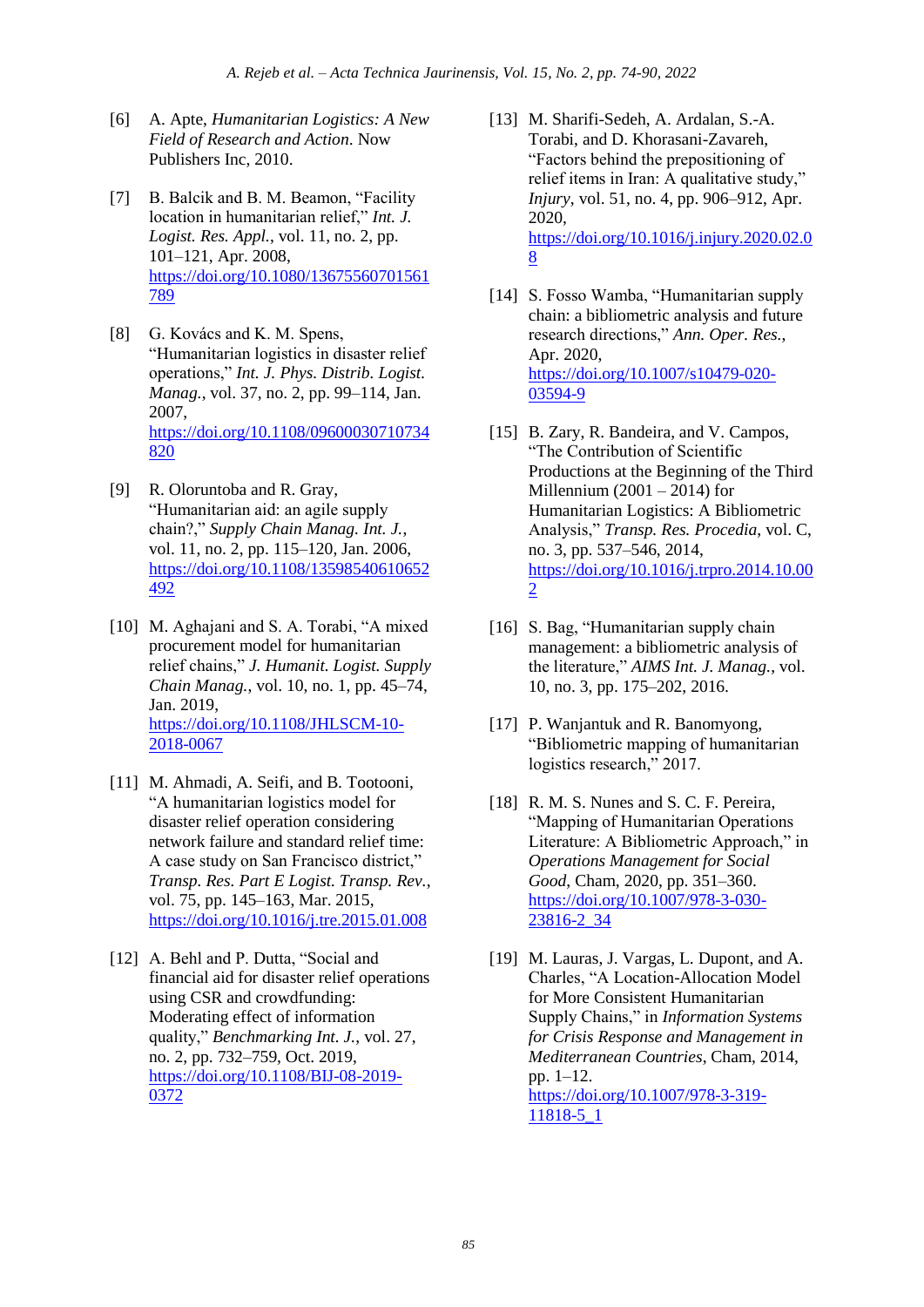[6] A. Apte, *Humanitarian Logistics: A New Field of Research and Action*. Now Publishers Inc, 2010.

[7] B. Balcik and B. M. Beamon, "Facility location in humanitarian relief," *Int. J. Logist. Res. Appl.*, vol. 11, no. 2, pp. 101–121, Apr. 2008, https://doi.org/10.1080/13675560701561789

[8] G. Kovács and K. M. Spens, "Humanitarian logistics in disaster relief operations," *Int. J. Phys. Distrib. Logist. Manag.*, vol. 37, no. 2, pp. 99–114, Jan. 2007, https://doi.org/10.1108/09600030710734820

[9] R. Oloruntoba and R. Gray, "Humanitarian aid: an agile supply chain?," *Supply Chain Manag. Int. J.*, vol. 11, no. 2, pp. 115–120, Jan. 2006, https://doi.org/10.1108/13598540610652492

[10] M. Aghajani and S. A. Torabi, "A mixed procurement model for humanitarian relief chains," *J. Humanit. Logist. Supply Chain Manag.*, vol. 10, no. 1, pp. 45–74, Jan. 2019, https://doi.org/10.1108/JHLSCM-10-2018-0067

[11] M. Ahmadi, A. Seifi, and B. Tootooni, "A humanitarian logistics model for disaster relief operation considering network failure and standard relief time: A case study on San Francisco district," *Transp. Res. Part E Logist. Transp. Rev.*, vol. 75, pp. 145–163, Mar. 2015, https://doi.org/10.1016/j.tre.2015.01.008

[12] A. Behl and P. Dutta, "Social and financial aid for disaster relief operations using CSR and crowdfunding: Moderating effect of information quality," *Benchmarking Int. J.*, vol. 27, no. 2, pp. 732–759, Oct. 2019, https://doi.org/10.1108/BIJ-08-2019-0372

[13] M. Sharifi-Sedeh, A. Ardalan, S.-A. Torabi, and D. Khorasani-Zavareh, "Factors behind the prepositioning of relief items in Iran: A qualitative study," *Injury*, vol. 51, no. 4, pp. 906–912, Apr. 2020, https://doi.org/10.1016/j.injury.2020.02.08

[14] S. Fosso Wamba, "Humanitarian supply chain: a bibliometric analysis and future research directions," *Ann. Oper. Res.*, Apr. 2020, https://doi.org/10.1007/s10479-020-03594-9

[15] B. Zary, R. Bandeira, and V. Campos, "The Contribution of Scientific Productions at the Beginning of the Third Millennium (2001 – 2014) for Humanitarian Logistics: A Bibliometric Analysis," *Transp. Res. Procedia*, vol. C, no. 3, pp. 537–546, 2014, https://doi.org/10.1016/j.trpro.2014.10.002

[16] S. Bag, "Humanitarian supply chain management: a bibliometric analysis of the literature," *AIMS Int. J. Manag.*, vol. 10, no. 3, pp. 175–202, 2016.

[17] P. Wanjantuk and R. Banomyong, "Bibliometric mapping of humanitarian logistics research," 2017.

[18] R. M. S. Nunes and S. C. F. Pereira, "Mapping of Humanitarian Operations Literature: A Bibliometric Approach," in *Operations Management for Social Good*, Cham, 2020, pp. 351–360. https://doi.org/10.1007/978-3-030-23816-2_34

[19] M. Lauras, J. Vargas, L. Dupont, and A. Charles, "A Location-Allocation Model for More Consistent Humanitarian Supply Chains," in *Information Systems for Crisis Response and Management in Mediterranean Countries*, Cham, 2014, pp. 1–12. https://doi.org/10.1007/978-3-319-11818-5_1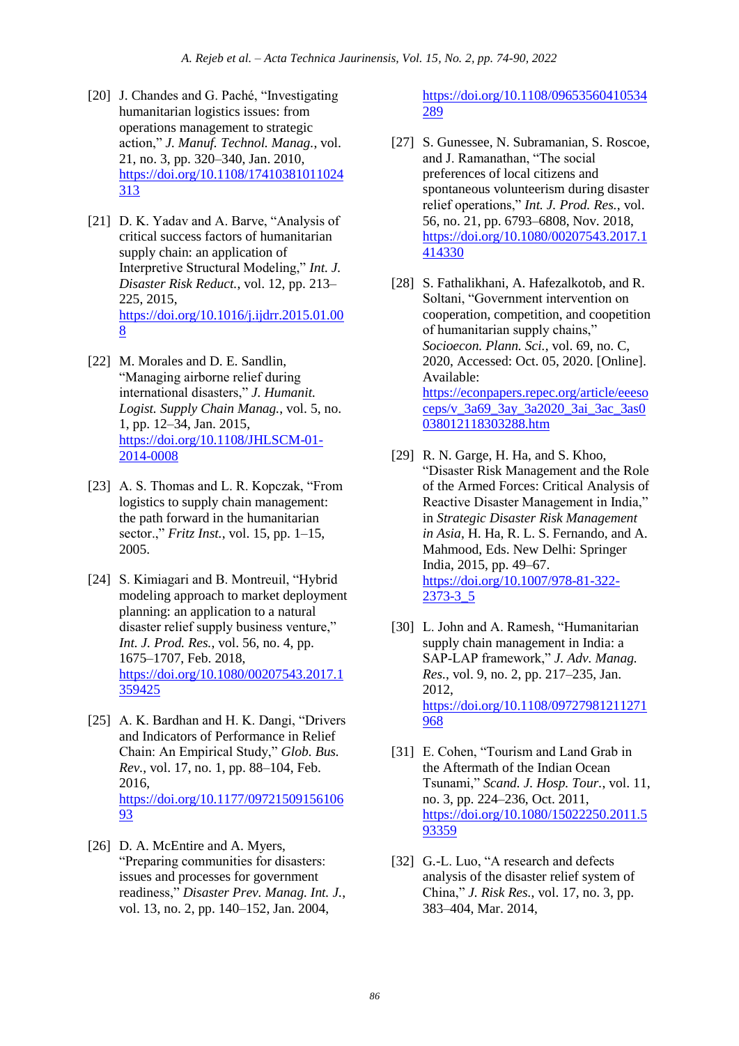[20] J. Chandes and G. Paché, "Investigating humanitarian logistics issues: from operations management to strategic action," *J. Manuf. Technol. Manag.*, vol. 21, no. 3, pp. 320–340, Jan. 2010, https://doi.org/10.1108/17410381011024313

[21] D. K. Yadav and A. Barve, "Analysis of critical success factors of humanitarian supply chain: an application of Interpretive Structural Modeling," *Int. J. Disaster Risk Reduct.*, vol. 12, pp. 213–225, 2015, https://doi.org/10.1016/j.ijdrr.2015.01.008

[22] M. Morales and D. E. Sandlin, "Managing airborne relief during international disasters," *J. Humanit. Logist. Supply Chain Manag.*, vol. 5, no. 1, pp. 12–34, Jan. 2015, https://doi.org/10.1108/JHLSCM-01-2014-0008

[23] A. S. Thomas and L. R. Kopczak, "From logistics to supply chain management: the path forward in the humanitarian sector.," *Fritz Inst.*, vol. 15, pp. 1–15, 2005.

[24] S. Kimiagari and B. Montreuil, "Hybrid modeling approach to market deployment planning: an application to a natural disaster relief supply business venture," *Int. J. Prod. Res.*, vol. 56, no. 4, pp. 1675–1707, Feb. 2018, https://doi.org/10.1080/00207543.2017.1359425

[25] A. K. Bardhan and H. K. Dangi, "Drivers and Indicators of Performance in Relief Chain: An Empirical Study," *Glob. Bus. Rev.*, vol. 17, no. 1, pp. 88–104, Feb. 2016, https://doi.org/10.1177/0972150915610693

[26] D. A. McEntire and A. Myers, "Preparing communities for disasters: issues and processes for government readiness," *Disaster Prev. Manag. Int. J.*, vol. 13, no. 2, pp. 140–152, Jan. 2004, https://doi.org/10.1108/09653560410534289

[27] S. Gunessee, N. Subramanian, S. Roscoe, and J. Ramanathan, "The social preferences of local citizens and spontaneous volunteerism during disaster relief operations," *Int. J. Prod. Res.*, vol. 56, no. 21, pp. 6793–6808, Nov. 2018, https://doi.org/10.1080/00207543.2017.1414330

[28] S. Fathalikhani, A. Hafezalkotob, and R. Soltani, "Government intervention on cooperation, competition, and coopetition of humanitarian supply chains," *Socioecon. Plann. Sci.*, vol. 69, no. C, 2020, Accessed: Oct. 05, 2020. [Online]. Available: https://econpapers.repec.org/article/eeesoceps/v_3a69_3ay_3a2020_3ai_3ac_3as0038012118303288.htm

[29] R. N. Garge, H. Ha, and S. Khoo, "Disaster Risk Management and the Role of the Armed Forces: Critical Analysis of Reactive Disaster Management in India," in *Strategic Disaster Risk Management in Asia*, H. Ha, R. L. S. Fernando, and A. Mahmood, Eds. New Delhi: Springer India, 2015, pp. 49–67. https://doi.org/10.1007/978-81-322-2373-3_5

[30] L. John and A. Ramesh, "Humanitarian supply chain management in India: a SAP-LAP framework," *J. Adv. Manag. Res.*, vol. 9, no. 2, pp. 217–235, Jan. 2012, https://doi.org/10.1108/09727981211271968

[31] E. Cohen, "Tourism and Land Grab in the Aftermath of the Indian Ocean Tsunami," *Scand. J. Hosp. Tour.*, vol. 11, no. 3, pp. 224–236, Oct. 2011, https://doi.org/10.1080/15022250.2011.593359

[32] G.-L. Luo, "A research and defects analysis of the disaster relief system of China," *J. Risk Res.*, vol. 17, no. 3, pp. 383–404, Mar. 2014,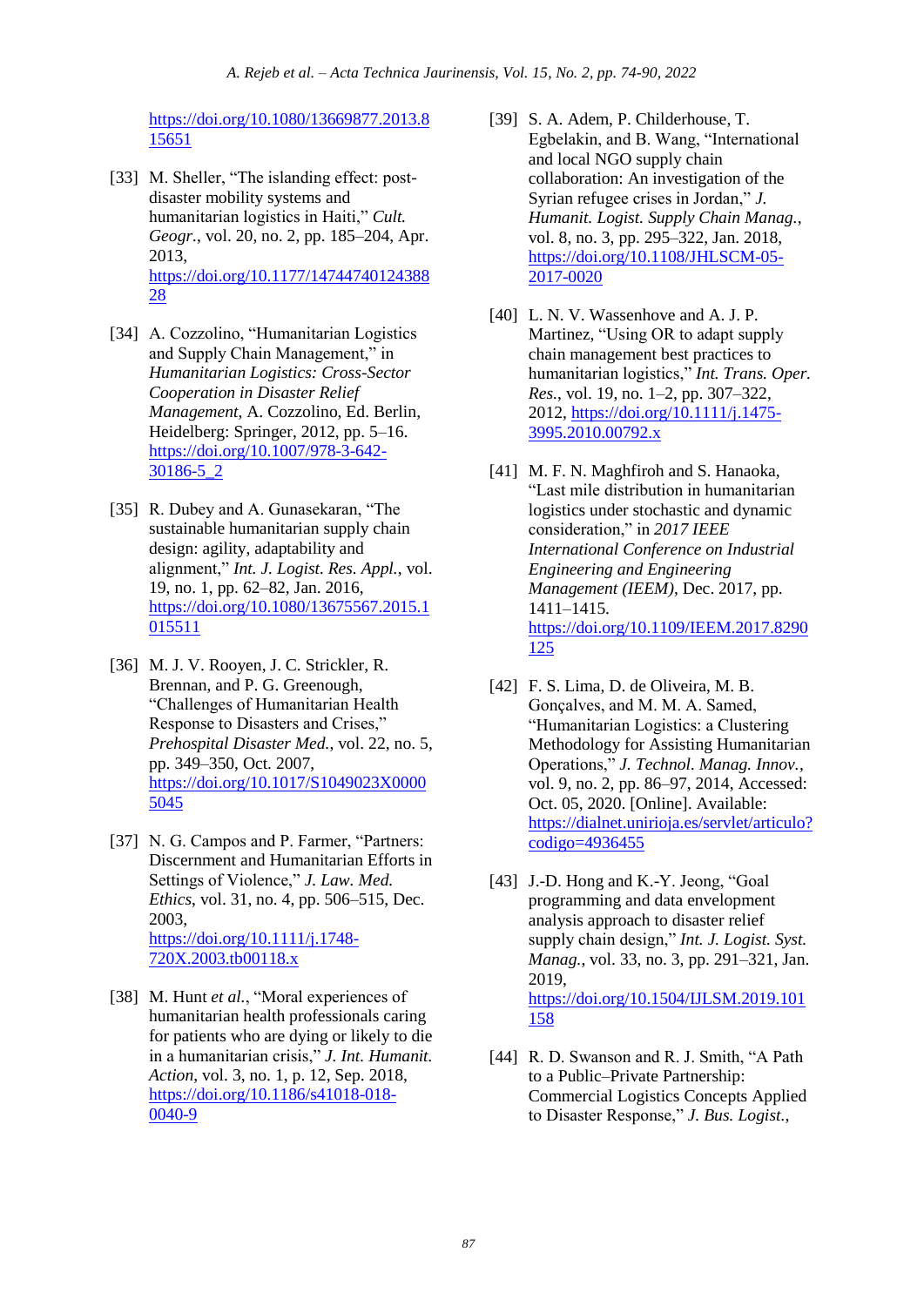https://doi.org/10.1080/13669877.2013.815651

[33] M. Sheller, "The islanding effect: post-disaster mobility systems and humanitarian logistics in Haiti," *Cult. Geogr.*, vol. 20, no. 2, pp. 185–204, Apr. 2013, https://doi.org/10.1177/1474474012438828

[34] A. Cozzolino, "Humanitarian Logistics and Supply Chain Management," in *Humanitarian Logistics: Cross-Sector Cooperation in Disaster Relief Management*, A. Cozzolino, Ed. Berlin, Heidelberg: Springer, 2012, pp. 5–16. https://doi.org/10.1007/978-3-642-30186-5_2

[35] R. Dubey and A. Gunasekaran, "The sustainable humanitarian supply chain design: agility, adaptability and alignment," *Int. J. Logist. Res. Appl.*, vol. 19, no. 1, pp. 62–82, Jan. 2016, https://doi.org/10.1080/13675567.2015.1015511

[36] M. J. V. Rooyen, J. C. Strickler, R. Brennan, and P. G. Greenough, "Challenges of Humanitarian Health Response to Disasters and Crises," *Prehospital Disaster Med.*, vol. 22, no. 5, pp. 349–350, Oct. 2007, https://doi.org/10.1017/S1049023X00005045

[37] N. G. Campos and P. Farmer, "Partners: Discernment and Humanitarian Efforts in Settings of Violence," *J. Law. Med. Ethics*, vol. 31, no. 4, pp. 506–515, Dec. 2003, https://doi.org/10.1111/j.1748-720X.2003.tb00118.x

[38] M. Hunt *et al.*, "Moral experiences of humanitarian health professionals caring for patients who are dying or likely to die in a humanitarian crisis," *J. Int. Humanit. Action*, vol. 3, no. 1, p. 12, Sep. 2018, https://doi.org/10.1186/s41018-018-0040-9

[39] S. A. Adem, P. Childerhouse, T. Egbelakin, and B. Wang, "International and local NGO supply chain collaboration: An investigation of the Syrian refugee crises in Jordan," *J. Humanit. Logist. Supply Chain Manag.*, vol. 8, no. 3, pp. 295–322, Jan. 2018, https://doi.org/10.1108/JHLSCM-05-2017-0020

[40] L. N. V. Wassenhove and A. J. P. Martinez, "Using OR to adapt supply chain management best practices to humanitarian logistics," *Int. Trans. Oper. Res.*, vol. 19, no. 1–2, pp. 307–322, 2012, https://doi.org/10.1111/j.1475-3995.2010.00792.x

[41] M. F. N. Maghfiroh and S. Hanaoka, "Last mile distribution in humanitarian logistics under stochastic and dynamic consideration," in *2017 IEEE International Conference on Industrial Engineering and Engineering Management (IEEM)*, Dec. 2017, pp. 1411–1415. https://doi.org/10.1109/IEEM.2017.8290125

[42] F. S. Lima, D. de Oliveira, M. B. Gonçalves, and M. M. A. Samed, "Humanitarian Logistics: a Clustering Methodology for Assisting Humanitarian Operations," *J. Technol. Manag. Innov.*, vol. 9, no. 2, pp. 86–97, 2014, Accessed: Oct. 05, 2020. [Online]. Available: https://dialnet.unirioja.es/servlet/articulo?codigo=4936455

[43] J.-D. Hong and K.-Y. Jeong, "Goal programming and data envelopment analysis approach to disaster relief supply chain design," *Int. J. Logist. Syst. Manag.*, vol. 33, no. 3, pp. 291–321, Jan. 2019, https://doi.org/10.1504/IJLSM.2019.101158

[44] R. D. Swanson and R. J. Smith, "A Path to a Public–Private Partnership: Commercial Logistics Concepts Applied to Disaster Response," *J. Bus. Logist.*,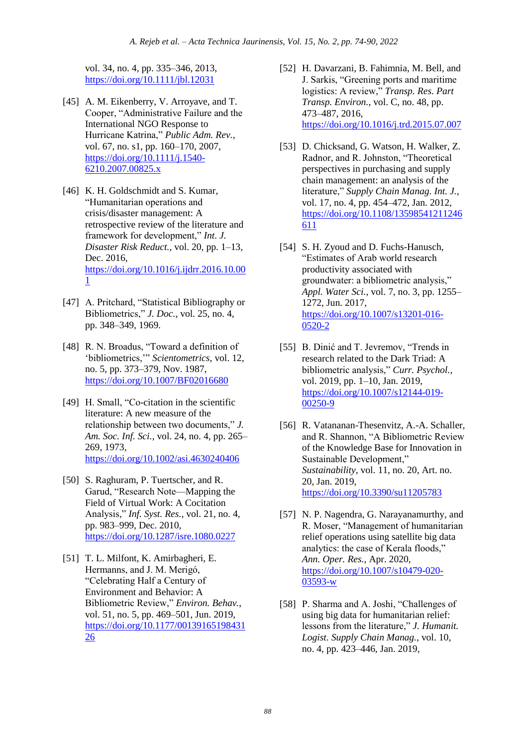vol. 34, no. 4, pp. 335–346, 2013, https://doi.org/10.1111/jbl.12031

[45] A. M. Eikenberry, V. Arroyave, and T. Cooper, "Administrative Failure and the International NGO Response to Hurricane Katrina," *Public Adm. Rev.*, vol. 67, no. s1, pp. 160–170, 2007, https://doi.org/10.1111/j.1540-6210.2007.00825.x

[46] K. H. Goldschmidt and S. Kumar, "Humanitarian operations and crisis/disaster management: A retrospective review of the literature and framework for development," *Int. J. Disaster Risk Reduct.*, vol. 20, pp. 1–13, Dec. 2016, https://doi.org/10.1016/j.ijdrr.2016.10.001

[47] A. Pritchard, "Statistical Bibliography or Bibliometrics," *J. Doc.*, vol. 25, no. 4, pp. 348–349, 1969.

[48] R. N. Broadus, "Toward a definition of 'bibliometrics,'" *Scientometrics*, vol. 12, no. 5, pp. 373–379, Nov. 1987, https://doi.org/10.1007/BF02016680

[49] H. Small, "Co-citation in the scientific literature: A new measure of the relationship between two documents," *J. Am. Soc. Inf. Sci.*, vol. 24, no. 4, pp. 265–269, 1973, https://doi.org/10.1002/asi.4630240406

[50] S. Raghuram, P. Tuertscher, and R. Garud, "Research Note—Mapping the Field of Virtual Work: A Cocitation Analysis," *Inf. Syst. Res.*, vol. 21, no. 4, pp. 983–999, Dec. 2010, https://doi.org/10.1287/isre.1080.0227

[51] T. L. Milfont, K. Amirbagheri, E. Hermanns, and J. M. Merigó, "Celebrating Half a Century of Environment and Behavior: A Bibliometric Review," *Environ. Behav.*, vol. 51, no. 5, pp. 469–501, Jun. 2019, https://doi.org/10.1177/0013916519843126

[52] H. Davarzani, B. Fahimnia, M. Bell, and J. Sarkis, "Greening ports and maritime logistics: A review," *Transp. Res. Part Transp. Environ.*, vol. C, no. 48, pp. 473–487, 2016, https://doi.org/10.1016/j.trd.2015.07.007

[53] D. Chicksand, G. Watson, H. Walker, Z. Radnor, and R. Johnston, "Theoretical perspectives in purchasing and supply chain management: an analysis of the literature," *Supply Chain Manag. Int. J.*, vol. 17, no. 4, pp. 454–472, Jan. 2012, https://doi.org/10.1108/13598541211246611

[54] S. H. Zyoud and D. Fuchs-Hanusch, "Estimates of Arab world research productivity associated with groundwater: a bibliometric analysis," *Appl. Water Sci.*, vol. 7, no. 3, pp. 1255–1272, Jun. 2017, https://doi.org/10.1007/s13201-016-0520-2

[55] B. Dinić and T. Jevremov, "Trends in research related to the Dark Triad: A bibliometric analysis," *Curr. Psychol.*, vol. 2019, pp. 1–10, Jan. 2019, https://doi.org/10.1007/s12144-019-00250-9

[56] R. Vatananan-Thesenvitz, A.-A. Schaller, and R. Shannon, "A Bibliometric Review of the Knowledge Base for Innovation in Sustainable Development," *Sustainability*, vol. 11, no. 20, Art. no. 20, Jan. 2019, https://doi.org/10.3390/su11205783

[57] N. P. Nagendra, G. Narayanamurthy, and R. Moser, "Management of humanitarian relief operations using satellite big data analytics: the case of Kerala floods," *Ann. Oper. Res.*, Apr. 2020, https://doi.org/10.1007/s10479-020-03593-w

[58] P. Sharma and A. Joshi, "Challenges of using big data for humanitarian relief: lessons from the literature," *J. Humanit. Logist. Supply Chain Manag.*, vol. 10, no. 4, pp. 423–446, Jan. 2019,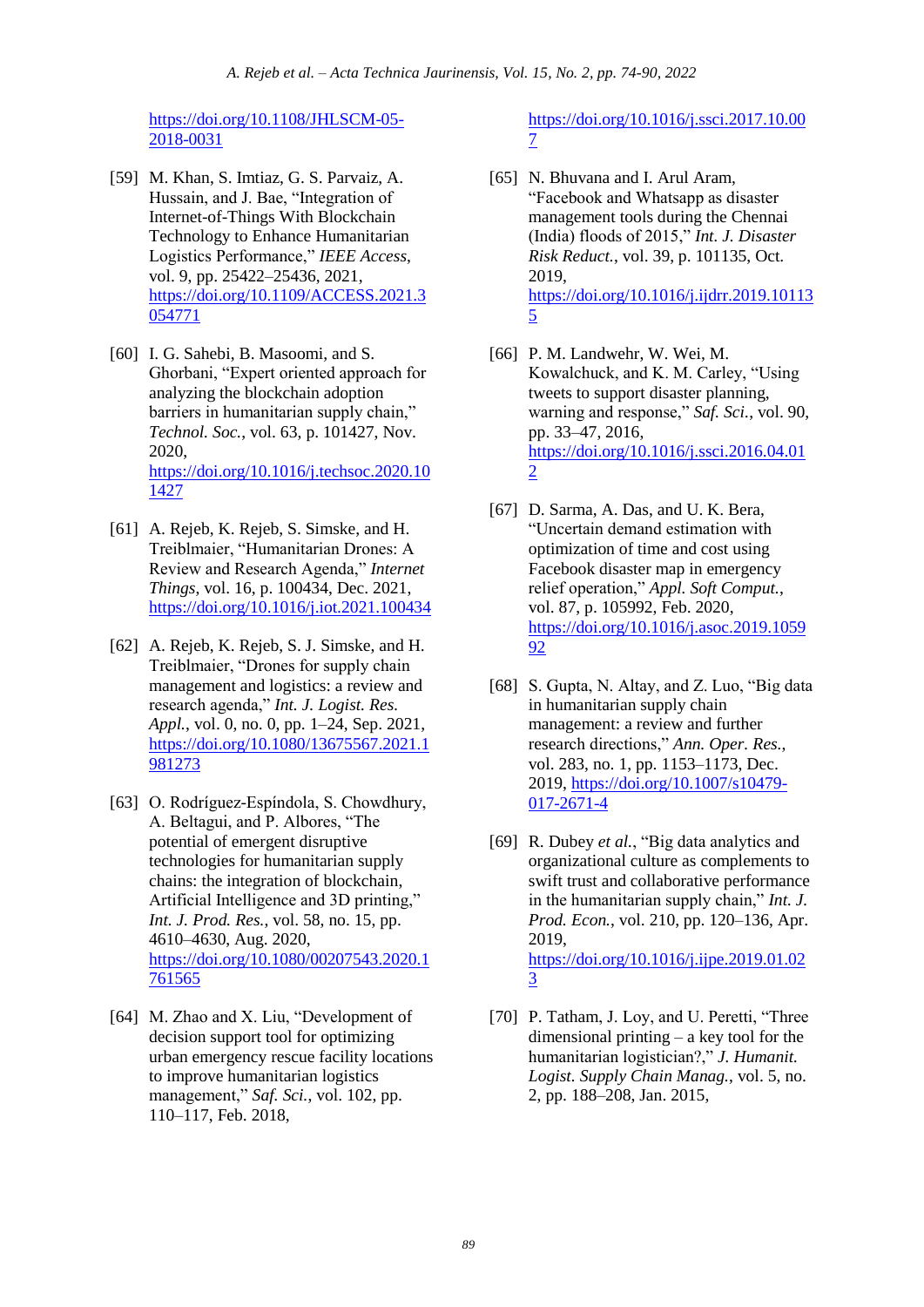https://doi.org/10.1108/JHLSCM-05-2018-0031

[59] M. Khan, S. Imtiaz, G. S. Parvaiz, A. Hussain, and J. Bae, “Integration of Internet-of-Things With Blockchain Technology to Enhance Humanitarian Logistics Performance,” *IEEE Access*, vol. 9, pp. 25422–25436, 2021, https://doi.org/10.1109/ACCESS.2021.3054771

[60] I. G. Sahebi, B. Masoomi, and S. Ghorbani, “Expert oriented approach for analyzing the blockchain adoption barriers in humanitarian supply chain,” *Technol. Soc.*, vol. 63, p. 101427, Nov. 2020, https://doi.org/10.1016/j.techsoc.2020.101427

[61] A. Rejeb, K. Rejeb, S. Simske, and H. Treiblmaier, “Humanitarian Drones: A Review and Research Agenda,” *Internet Things*, vol. 16, p. 100434, Dec. 2021, https://doi.org/10.1016/j.iot.2021.100434

[62] A. Rejeb, K. Rejeb, S. J. Simske, and H. Treiblmaier, “Drones for supply chain management and logistics: a review and research agenda,” *Int. J. Logist. Res. Appl.*, vol. 0, no. 0, pp. 1–24, Sep. 2021, https://doi.org/10.1080/13675567.2021.1981273

[63] O. Rodríguez-Espíndola, S. Chowdhury, A. Beltagui, and P. Albores, “The potential of emergent disruptive technologies for humanitarian supply chains: the integration of blockchain, Artificial Intelligence and 3D printing,” *Int. J. Prod. Res.*, vol. 58, no. 15, pp. 4610–4630, Aug. 2020, https://doi.org/10.1080/00207543.2020.1761565

[64] M. Zhao and X. Liu, “Development of decision support tool for optimizing urban emergency rescue facility locations to improve humanitarian logistics management,” *Saf. Sci.*, vol. 102, pp. 110–117, Feb. 2018, https://doi.org/10.1016/j.ssci.2017.10.007

[65] N. Bhuvana and I. Arul Aram, “Facebook and Whatsapp as disaster management tools during the Chennai (India) floods of 2015,” *Int. J. Disaster Risk Reduct.*, vol. 39, p. 101135, Oct. 2019, https://doi.org/10.1016/j.ijdrr.2019.101135

[66] P. M. Landwehr, W. Wei, M. Kowalchuck, and K. M. Carley, “Using tweets to support disaster planning, warning and response,” *Saf. Sci.*, vol. 90, pp. 33–47, 2016, https://doi.org/10.1016/j.ssci.2016.04.012

[67] D. Sarma, A. Das, and U. K. Bera, “Uncertain demand estimation with optimization of time and cost using Facebook disaster map in emergency relief operation,” *Appl. Soft Comput.*, vol. 87, p. 105992, Feb. 2020, https://doi.org/10.1016/j.asoc.2019.105992

[68] S. Gupta, N. Altay, and Z. Luo, “Big data in humanitarian supply chain management: a review and further research directions,” *Ann. Oper. Res.*, vol. 283, no. 1, pp. 1153–1173, Dec. 2019, https://doi.org/10.1007/s10479-017-2671-4

[69] R. Dubey *et al.*, “Big data analytics and organizational culture as complements to swift trust and collaborative performance in the humanitarian supply chain,” *Int. J. Prod. Econ.*, vol. 210, pp. 120–136, Apr. 2019, https://doi.org/10.1016/j.ijpe.2019.01.023

[70] P. Tatham, J. Loy, and U. Peretti, “Three dimensional printing – a key tool for the humanitarian logistician?,” *J. Humanit. Logist. Supply Chain Manag.*, vol. 5, no. 2, pp. 188–208, Jan. 2015,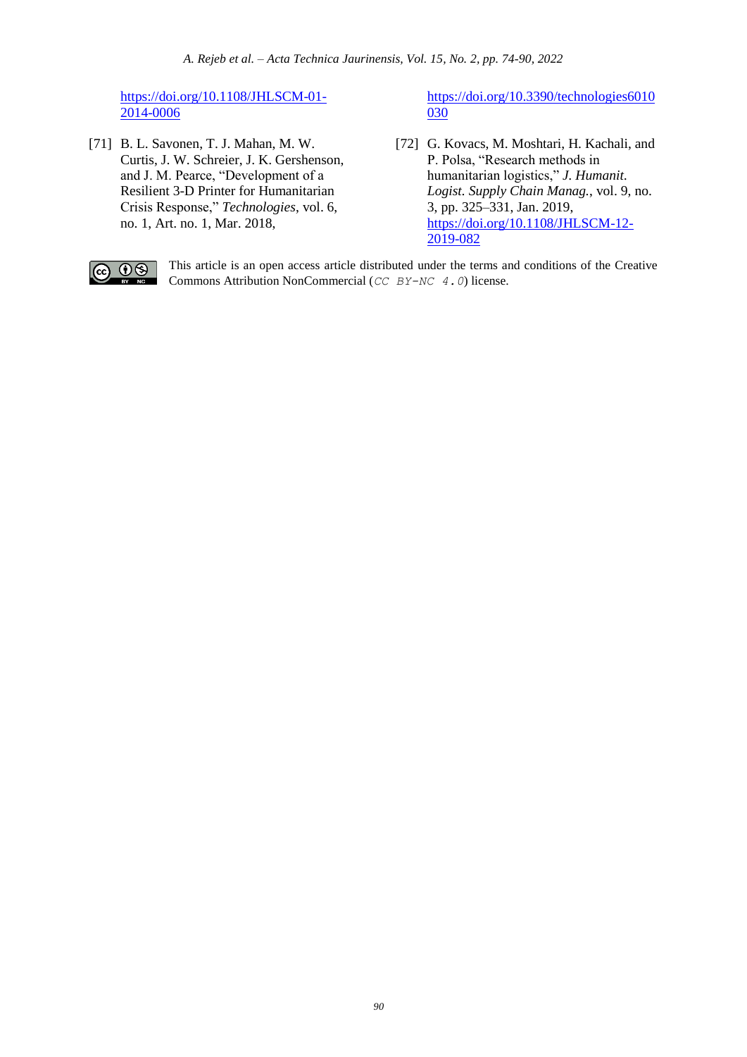https://doi.org/10.1108/JHLSCM-01-2014-0006

[71] B. L. Savonen, T. J. Mahan, M. W. Curtis, J. W. Schreier, J. K. Gershenson, and J. M. Pearce, "Development of a Resilient 3-D Printer for Humanitarian Crisis Response," *Technologies*, vol. 6, no. 1, Art. no. 1, Mar. 2018, https://doi.org/10.3390/technologies6010030

[72] G. Kovacs, M. Moshtari, H. Kachali, and P. Polsa, "Research methods in humanitarian logistics," *J. Humanit. Logist. Supply Chain Manag.*, vol. 9, no. 3, pp. 325–331, Jan. 2019, https://doi.org/10.1108/JHLSCM-12-2019-082

This article is an open access article distributed under the terms and conditions of the Creative Commons Attribution NonCommercial (`CC BY-NC 4.0`) license.